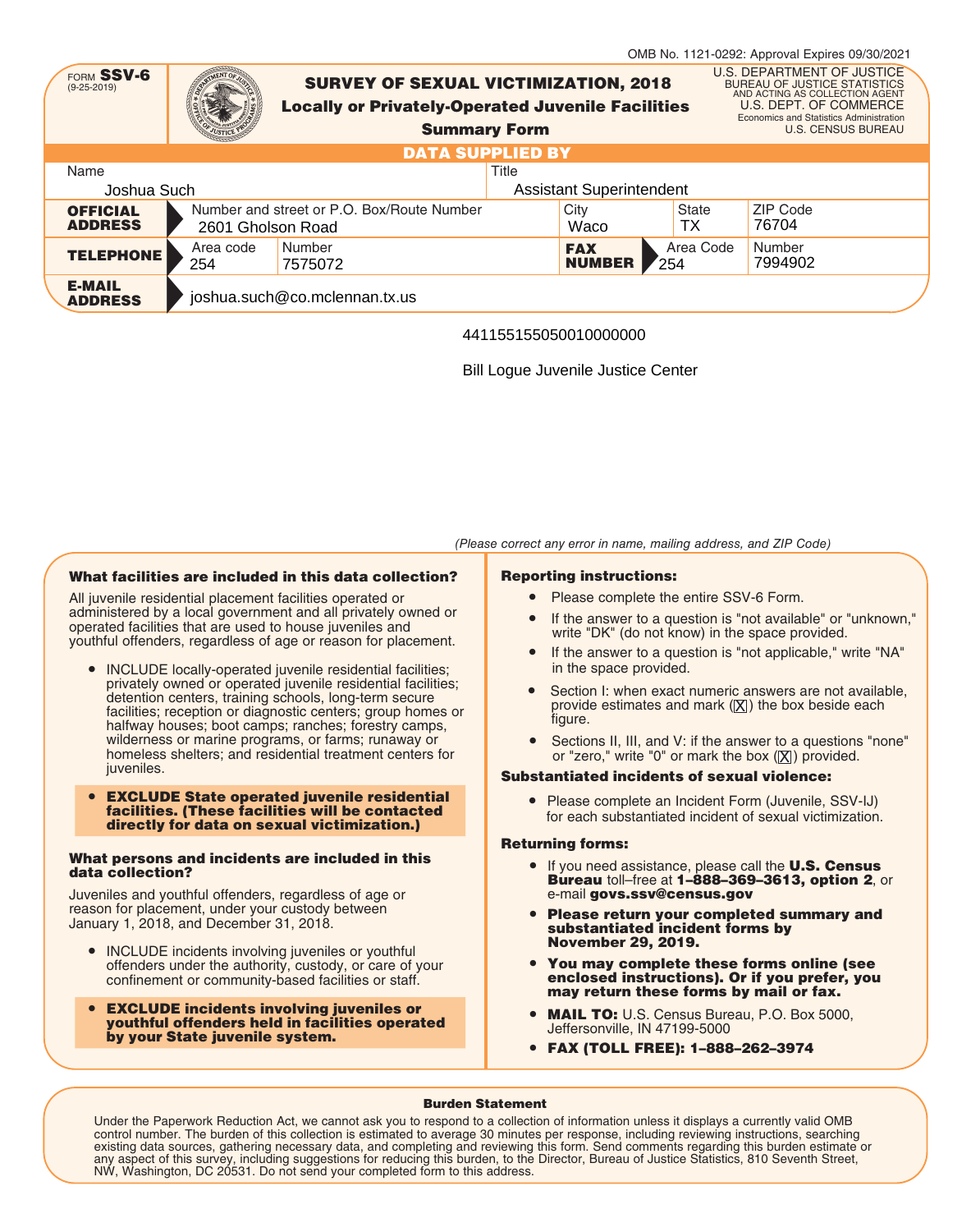OMB No. 1121-0292: Approval Expires 09/30/2021

FORM **SSV-6**
(9-25-2019)

# SURVEY OF SEXUAL VICTIMIZATION, 2018

## Locally or Privately-Operated Juvenile Facilities

### Summary Form

U.S. DEPARTMENT OF JUSTICE
BUREAU OF JUSTICE STATISTICS
AND ACTING AS COLLECTION AGENT
U.S. DEPT. OF COMMERCE
Economics and Statistics Administration
U.S. CENSUS BUREAU

**DATA SUPPLIED BY**

| Name | | | Title | |
|---|---|---|---|---|
| Joshua Such | | | Assistant Superintendent | |
| **OFFICIAL ADDRESS** | Number and street or P.O. Box/Route Number: 2601 Gholson Road | City: Waco | State: TX | ZIP Code: 76704 |
| **TELEPHONE** | Area code: 254 | Number: 7575072 | **FAX NUMBER** Area Code: 254 | Number: 7994902 |
| **E-MAIL ADDRESS** | joshua.such@co.mclennan.tx.us | | | |

441155155050010000000

Bill Logue Juvenile Justice Center

*(Please correct any error in name, mailing address, and ZIP Code)*

**What facilities are included in this data collection?**

All juvenile residential placement facilities operated or administered by a local government and all privately owned or operated facilities that are used to house juveniles and youthful offenders, regardless of age or reason for placement.

- INCLUDE locally-operated juvenile residential facilities; privately owned or operated juvenile residential facilities; detention centers, training schools, long-term secure facilities; reception or diagnostic centers; group homes or halfway houses; boot camps; ranches; forestry camps, wilderness or marine programs, or farms; runaway or homeless shelters; and residential treatment centers for juveniles.
- **EXCLUDE State operated juvenile residential facilities. (These facilities will be contacted directly for data on sexual victimization.)**

**What persons and incidents are included in this data collection?**

Juveniles and youthful offenders, regardless of age or reason for placement, under your custody between January 1, 2018, and December 31, 2018.

- INCLUDE incidents involving juveniles or youthful offenders under the authority, custody, or care of your confinement or community-based facilities or staff.
- **EXCLUDE incidents involving juveniles or youthful offenders held in facilities operated by your State juvenile system.**

**Reporting instructions:**

- Please complete the entire SSV-6 Form.
- If the answer to a question is "not available" or "unknown," write "DK" (do not know) in the space provided.
- If the answer to a question is "not applicable," write "NA" in the space provided.
- Section I: when exact numeric answers are not available, provide estimates and mark (X) the box beside each figure.
- Sections II, III, and V: if the answer to a questions "none" or "zero," write "0" or mark the box (X) provided.

**Substantiated incidents of sexual violence:**

- Please complete an Incident Form (Juvenile, SSV-IJ) for each substantiated incident of sexual victimization.

**Returning forms:**

- If you need assistance, please call the **U.S. Census Bureau** toll–free at **1–888–369–3613, option 2**, or e-mail **govs.ssv@census.gov**
- **Please return your completed summary and substantiated incident forms by November 29, 2019.**
- **You may complete these forms online (see enclosed instructions). Or if you prefer, you may return these forms by mail or fax.**
- **MAIL TO:** U.S. Census Bureau, P.O. Box 5000, Jeffersonville, IN 47199-5000
- **FAX (TOLL FREE): 1–888–262–3974**

**Burden Statement**

Under the Paperwork Reduction Act, we cannot ask you to respond to a collection of information unless it displays a currently valid OMB control number. The burden of this collection is estimated to average 30 minutes per response, including reviewing instructions, searching existing data sources, gathering necessary data, and completing and reviewing this form. Send comments regarding this burden estimate or any aspect of this survey, including suggestions for reducing this burden, to the Director, Bureau of Justice Statistics, 810 Seventh Street, NW, Washington, DC 20531. Do not send your completed form to this address.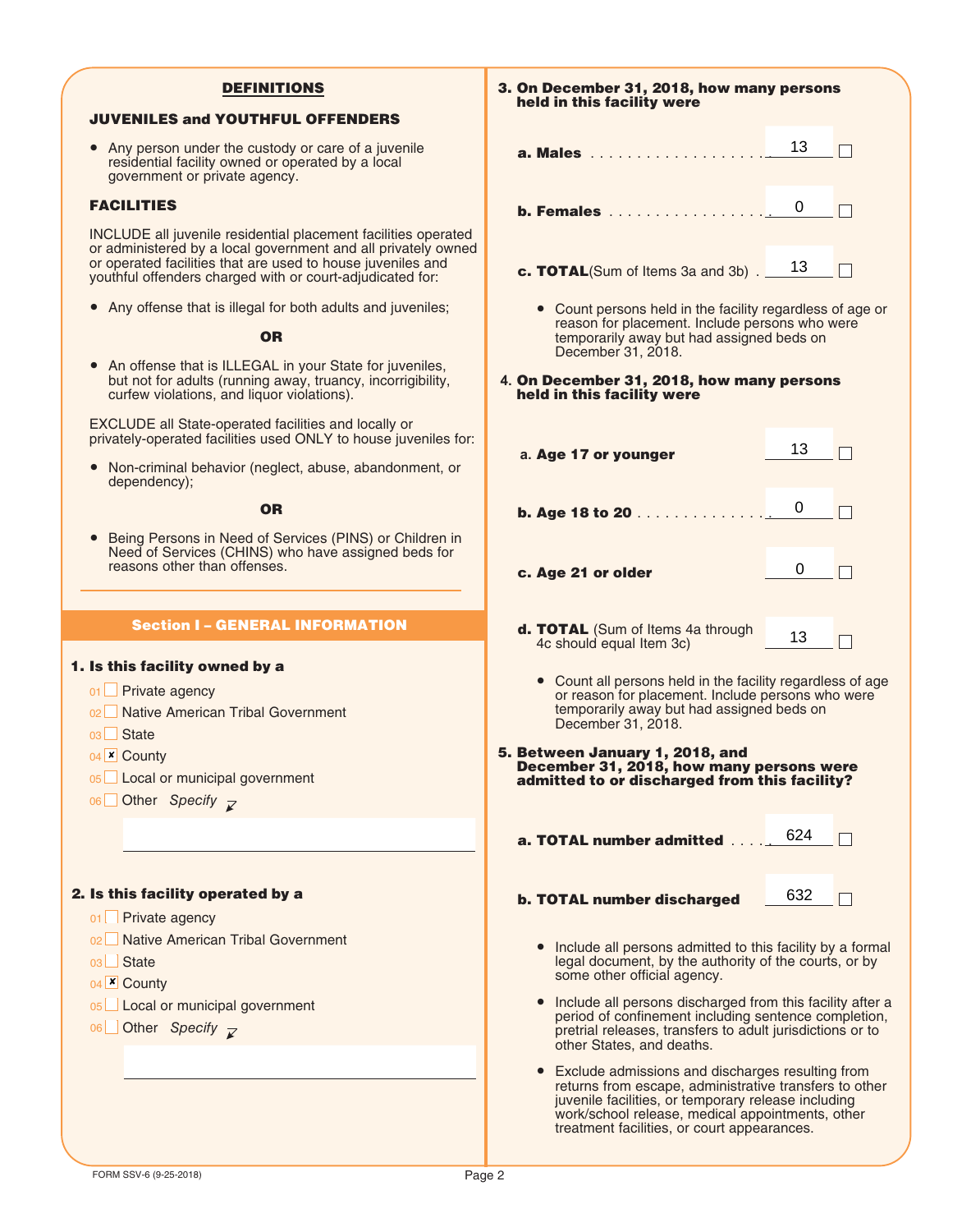## DEFINITIONS

### JUVENILES and YOUTHFUL OFFENDERS

- Any person under the custody or care of a juvenile residential facility owned or operated by a local government or private agency.

### FACILITIES

INCLUDE all juvenile residential placement facilities operated or administered by a local government and all privately owned or operated facilities that are used to house juveniles and youthful offenders charged with or court-adjudicated for:

- Any offense that is illegal for both adults and juveniles;

**OR**

- An offense that is ILLEGAL in your State for juveniles, but not for adults (running away, truancy, incorrigibility, curfew violations, and liquor violations).

EXCLUDE all State-operated facilities and locally or privately-operated facilities used ONLY to house juveniles for:

- Non-criminal behavior (neglect, abuse, abandonment, or dependency);

**OR**

- Being Persons in Need of Services (PINS) or Children in Need of Services (CHINS) who have assigned beds for reasons other than offenses.

## Section I – GENERAL INFORMATION

**1. Is this facility owned by a**

- 01 ☐ Private agency
- 02 ☐ Native American Tribal Government
- 03 ☐ State
- 04 ☒ County
- 05 ☐ Local or municipal government
- 06 ☐ Other *Specify* ______

**2. Is this facility operated by a**

- 01 ☐ Private agency
- 02 ☐ Native American Tribal Government
- 03 ☐ State
- 04 ☒ County
- 05 ☐ Local or municipal government
- 06 ☐ Other *Specify* ______

**3. On December 31, 2018, how many persons held in this facility were**

- **a. Males** .................... 13 ☐
- **b. Females** .................. 0 ☐
- **c. TOTAL** (Sum of Items 3a and 3b) . 13 ☐

  - Count persons held in the facility regardless of age or reason for placement. Include persons who were temporarily away but had assigned beds on December 31, 2018.

**4. On December 31, 2018, how many persons held in this facility were**

- **a. Age 17 or younger** 13 ☐
- **b. Age 18 to 20** .............. 0 ☐
- **c. Age 21 or older** 0 ☐
- **d. TOTAL** (Sum of Items 4a through 4c should equal Item 3c) 13 ☐

  - Count all persons held in the facility regardless of age or reason for placement. Include persons who were temporarily away but had assigned beds on December 31, 2018.

**5. Between January 1, 2018, and December 31, 2018, how many persons were admitted to or discharged from this facility?**

- **a. TOTAL number admitted** .... 624 ☐
- **b. TOTAL number discharged** 632 ☐

  - Include all persons admitted to this facility by a formal legal document, by the authority of the courts, or by some other official agency.
  - Include all persons discharged from this facility after a period of confinement including sentence completion, pretrial releases, transfers to adult jurisdictions or to other States, and deaths.
  - Exclude admissions and discharges resulting from returns from escape, administrative transfers to other juvenile facilities, or temporary release including work/school release, medical appointments, other treatment facilities, or court appearances.

FORM SSV-6 (9-25-2018)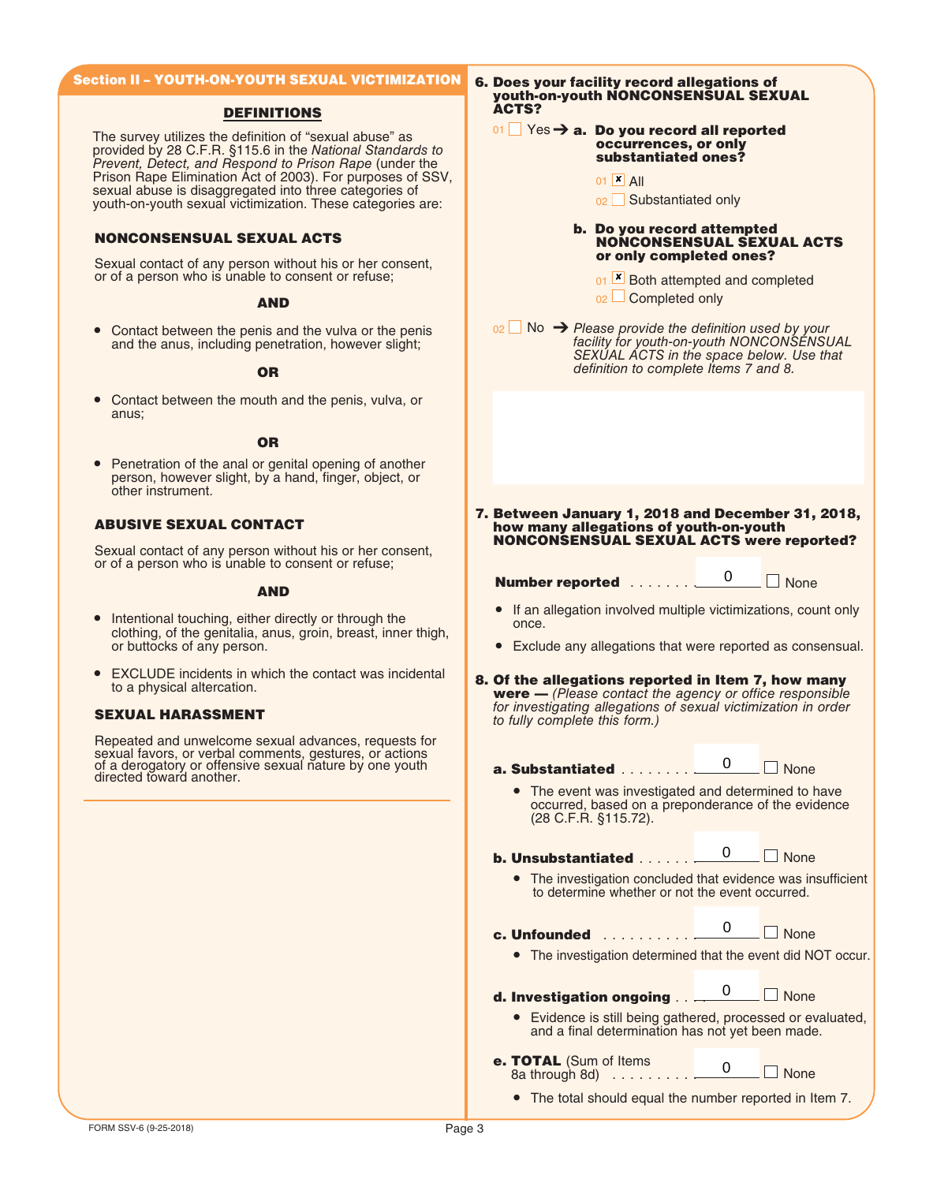## Section II – YOUTH-ON-YOUTH SEXUAL VICTIMIZATION

### DEFINITIONS

The survey utilizes the definition of "sexual abuse" as provided by 28 C.F.R. §115.6 in the *National Standards to Prevent, Detect, and Respond to Prison Rape* (under the Prison Rape Elimination Act of 2003). For purposes of SSV, sexual abuse is disaggregated into three categories of youth-on-youth sexual victimization. These categories are:

**NONCONSENSUAL SEXUAL ACTS**

Sexual contact of any person without his or her consent, or of a person who is unable to consent or refuse;

**AND**

- Contact between the penis and the vulva or the penis and the anus, including penetration, however slight;

**OR**

- Contact between the mouth and the penis, vulva, or anus;

**OR**

- Penetration of the anal or genital opening of another person, however slight, by a hand, finger, object, or other instrument.

**ABUSIVE SEXUAL CONTACT**

Sexual contact of any person without his or her consent, or of a person who is unable to consent or refuse;

**AND**

- Intentional touching, either directly or through the clothing, of the genitalia, anus, groin, breast, inner thigh, or buttocks of any person.
- EXCLUDE incidents in which the contact was incidental to a physical altercation.

**SEXUAL HARASSMENT**

Repeated and unwelcome sexual advances, requests for sexual favors, or verbal comments, gestures, or actions of a derogatory or offensive sexual nature by one youth directed toward another.

**6. Does your facility record allegations of youth-on-youth NONCONSENSUAL SEXUAL ACTS?**

01 ☐ Yes → **a. Do you record all reported occurrences, or only substantiated ones?**

01 ☒ All
02 ☐ Substantiated only

**b. Do you record attempted NONCONSENSUAL SEXUAL ACTS or only completed ones?**

01 ☒ Both attempted and completed
02 ☐ Completed only

02 ☐ No → *Please provide the definition used by your facility for youth-on-youth NONCONSENSUAL SEXUAL ACTS in the space below. Use that definition to complete Items 7 and 8.*

**7. Between January 1, 2018 and December 31, 2018, how many allegations of youth-on-youth NONCONSENSUAL SEXUAL ACTS were reported?**

**Number reported** ........ 0 ☐ None

- If an allegation involved multiple victimizations, count only once.
- Exclude any allegations that were reported as consensual.

**8. Of the allegations reported in Item 7, how many were —** *(Please contact the agency or office responsible for investigating allegations of sexual victimization in order to fully complete this form.)*

**a. Substantiated** ........ 0 ☐ None

- The event was investigated and determined to have occurred, based on a preponderance of the evidence (28 C.F.R. §115.72).

**b. Unsubstantiated** ...... 0 ☐ None

- The investigation concluded that evidence was insufficient to determine whether or not the event occurred.

**c. Unfounded** .......... 0 ☐ None

- The investigation determined that the event did NOT occur.

**d. Investigation ongoing** .. 0 ☐ None

- Evidence is still being gathered, processed or evaluated, and a final determination has not yet been made.

**e. TOTAL** (Sum of Items 8a through 8d) ......... 0 ☐ None

- The total should equal the number reported in Item 7.

FORM SSV-6 (9-25-2018)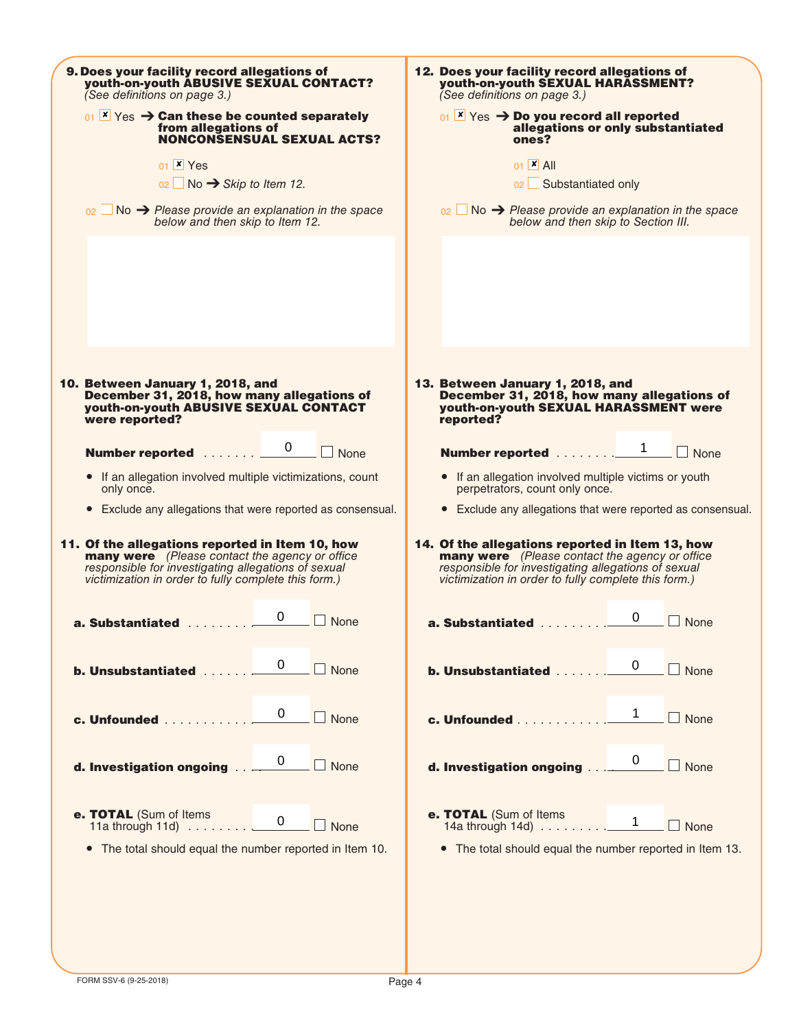**9. Does your facility record allegations of youth-on-youth ABUSIVE SEXUAL CONTACT?**
*(See definitions on page 3.)*

01 ☒ Yes → **Can these be counted separately from allegations of NONCONSENSUAL SEXUAL ACTS?**

- 01 ☒ Yes
- 02 ☐ No → *Skip to Item 12.*

02 ☐ No → *Please provide an explanation in the space below and then skip to Item 12.*

**10. Between January 1, 2018, and December 31, 2018, how many allegations of youth-on-youth ABUSIVE SEXUAL CONTACT were reported?**

**Number reported** . . . . . . . 0 ☐ None

- If an allegation involved multiple victimizations, count only once.
- Exclude any allegations that were reported as consensual.

**11. Of the allegations reported in Item 10, how many were** *(Please contact the agency or office responsible for investigating allegations of sexual victimization in order to fully complete this form.)*

| | Number | |
|---|---|---|
| **a. Substantiated** | 0 | ☐ None |
| **b. Unsubstantiated** | 0 | ☐ None |
| **c. Unfounded** | 0 | ☐ None |
| **d. Investigation ongoing** | 0 | ☐ None |
| **e. TOTAL** (Sum of Items 11a through 11d) | 0 | ☐ None |

- The total should equal the number reported in Item 10.

**12. Does your facility record allegations of youth-on-youth SEXUAL HARASSMENT?**
*(See definitions on page 3.)*

01 ☒ Yes → **Do you record all reported allegations or only substantiated ones?**

- 01 ☒ All
- 02 ☐ Substantiated only

02 ☐ No → *Please provide an explanation in the space below and then skip to Section III.*

**13. Between January 1, 2018, and December 31, 2018, how many allegations of youth-on-youth SEXUAL HARASSMENT were reported?**

**Number reported** . . . . . . . . 1 ☐ None

- If an allegation involved multiple victims or youth perpetrators, count only once.
- Exclude any allegations that were reported as consensual.

**14. Of the allegations reported in Item 13, how many were** *(Please contact the agency or office responsible for investigating allegations of sexual victimization in order to fully complete this form.)*

| | Number | |
|---|---|---|
| **a. Substantiated** | 0 | ☐ None |
| **b. Unsubstantiated** | 0 | ☐ None |
| **c. Unfounded** | 1 | ☐ None |
| **d. Investigation ongoing** | 0 | ☐ None |
| **e. TOTAL** (Sum of Items 14a through 14d) | 1 | ☐ None |

- The total should equal the number reported in Item 13.

FORM SSV-6 (9-25-2018)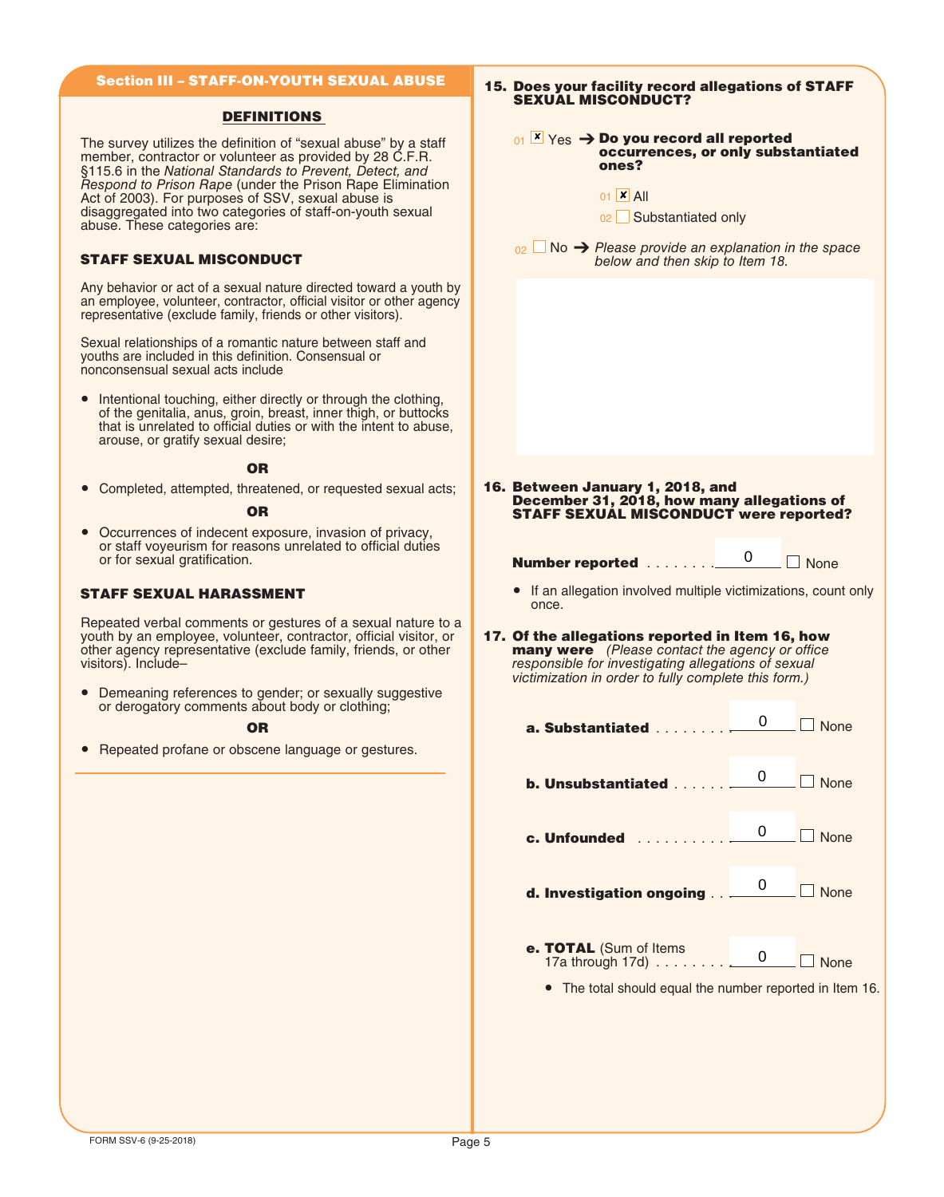## Section III – STAFF-ON-YOUTH SEXUAL ABUSE

### DEFINITIONS

The survey utilizes the definition of "sexual abuse" by a staff member, contractor or volunteer as provided by 28 C.F.R. §115.6 in the *National Standards to Prevent, Detect, and Respond to Prison Rape* (under the Prison Rape Elimination Act of 2003). For purposes of SSV, sexual abuse is disaggregated into two categories of staff-on-youth sexual abuse. These categories are:

### STAFF SEXUAL MISCONDUCT

Any behavior or act of a sexual nature directed toward a youth by an employee, volunteer, contractor, official visitor or other agency representative (exclude family, friends or other visitors).

Sexual relationships of a romantic nature between staff and youths are included in this definition. Consensual or nonconsensual sexual acts include

- Intentional touching, either directly or through the clothing, of the genitalia, anus, groin, breast, inner thigh, or buttocks that is unrelated to official duties or with the intent to abuse, arouse, or gratify sexual desire;

**OR**

- Completed, attempted, threatened, or requested sexual acts;

**OR**

- Occurrences of indecent exposure, invasion of privacy, or staff voyeurism for reasons unrelated to official duties or for sexual gratification.

### STAFF SEXUAL HARASSMENT

Repeated verbal comments or gestures of a sexual nature to a youth by an employee, volunteer, contractor, official visitor, or other agency representative (exclude family, friends, or other visitors). Include–

- Demeaning references to gender; or sexually suggestive or derogatory comments about body or clothing;

**OR**

- Repeated profane or obscene language or gestures.

---

**15. Does your facility record allegations of STAFF SEXUAL MISCONDUCT?**

01 [x] Yes → **Do you record all reported occurrences, or only substantiated ones?**

- 01 [x] All
- 02 [ ] Substantiated only

02 [ ] No → *Please provide an explanation in the space below and then skip to Item 18.*

**16. Between January 1, 2018, and December 31, 2018, how many allegations of STAFF SEXUAL MISCONDUCT were reported?**

**Number reported** . . . . . . . . 0 [ ] None

- If an allegation involved multiple victimizations, count only once.

**17. Of the allegations reported in Item 16, how many were** *(Please contact the agency or office responsible for investigating allegations of sexual victimization in order to fully complete this form.)*

**a. Substantiated** . . . . . . . . 0 [ ] None

**b. Unsubstantiated** . . . . . . 0 [ ] None

**c. Unfounded** . . . . . . . . . . 0 [ ] None

**d. Investigation ongoing** . . 0 [ ] None

**e. TOTAL** (Sum of Items 17a through 17d) . . . . . . . . 0 [ ] None

- The total should equal the number reported in Item 16.

FORM SSV-6 (9-25-2018)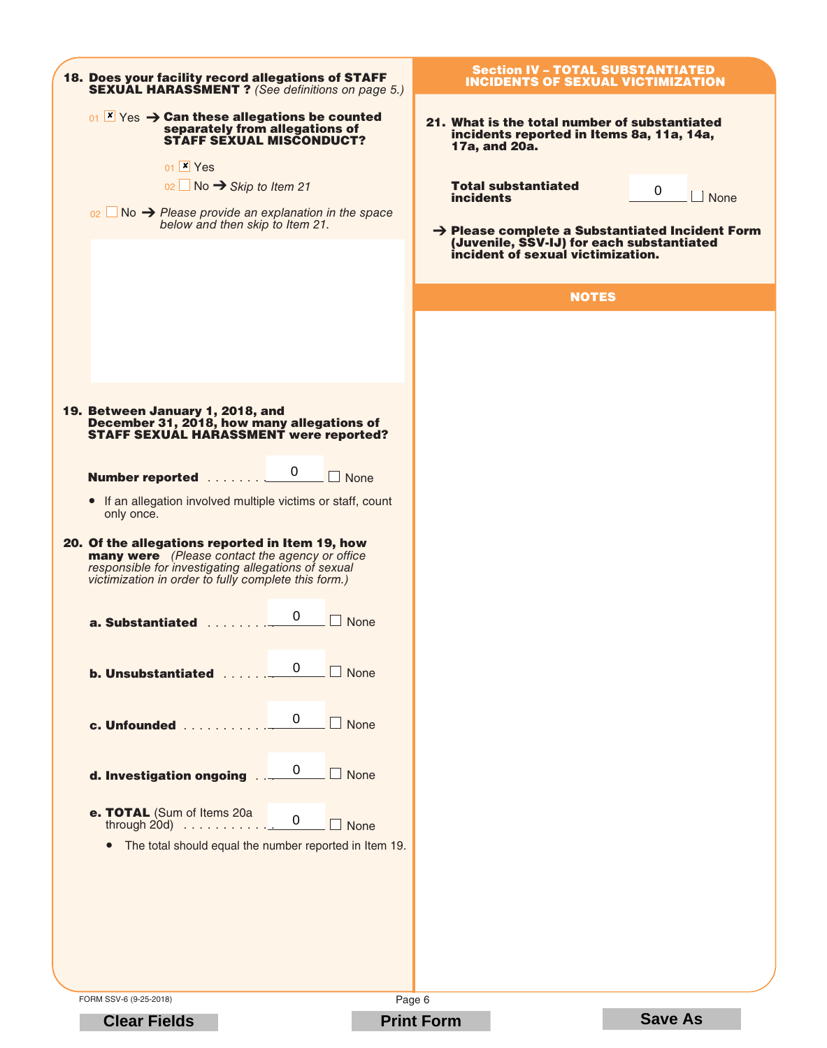**18. Does your facility record allegations of STAFF SEXUAL HARASSMENT ?** *(See definitions on page 5.)*

01 ☒ Yes ➔ **Can these allegations be counted separately from allegations of STAFF SEXUAL MISCONDUCT?**

01 ☒ Yes

02 ☐ No ➔ *Skip to Item 21*

02 ☐ No ➔ *Please provide an explanation in the space below and then skip to Item 21.*

**19. Between January 1, 2018, and December 31, 2018, how many allegations of STAFF SEXUAL HARASSMENT were reported?**

**Number reported** ....... 0 ☐ None

- If an allegation involved multiple victims or staff, count only once.

**20. Of the allegations reported in Item 19, how many were** *(Please contact the agency or office responsible for investigating allegations of sexual victimization in order to fully complete this form.)*

**a. Substantiated** ........ 0 ☐ None

**b. Unsubstantiated** ...... 0 ☐ None

**c. Unfounded** ........... 0 ☐ None

**d. Investigation ongoing** .. 0 ☐ None

**e. TOTAL** (Sum of Items 20a through 20d) ........... 0 ☐ None

- The total should equal the number reported in Item 19.

## Section IV – TOTAL SUBSTANTIATED INCIDENTS OF SEXUAL VICTIMIZATION

**21. What is the total number of substantiated incidents reported in Items 8a, 11a, 14a, 17a, and 20a.**

**Total substantiated incidents** 0 ☐ None

➔ **Please complete a Substantiated Incident Form (Juvenile, SSV-IJ) for each substantiated incident of sexual victimization.**

## NOTES

FORM SSV-6 (9-25-2018)

Clear Fields | Print Form | Save As